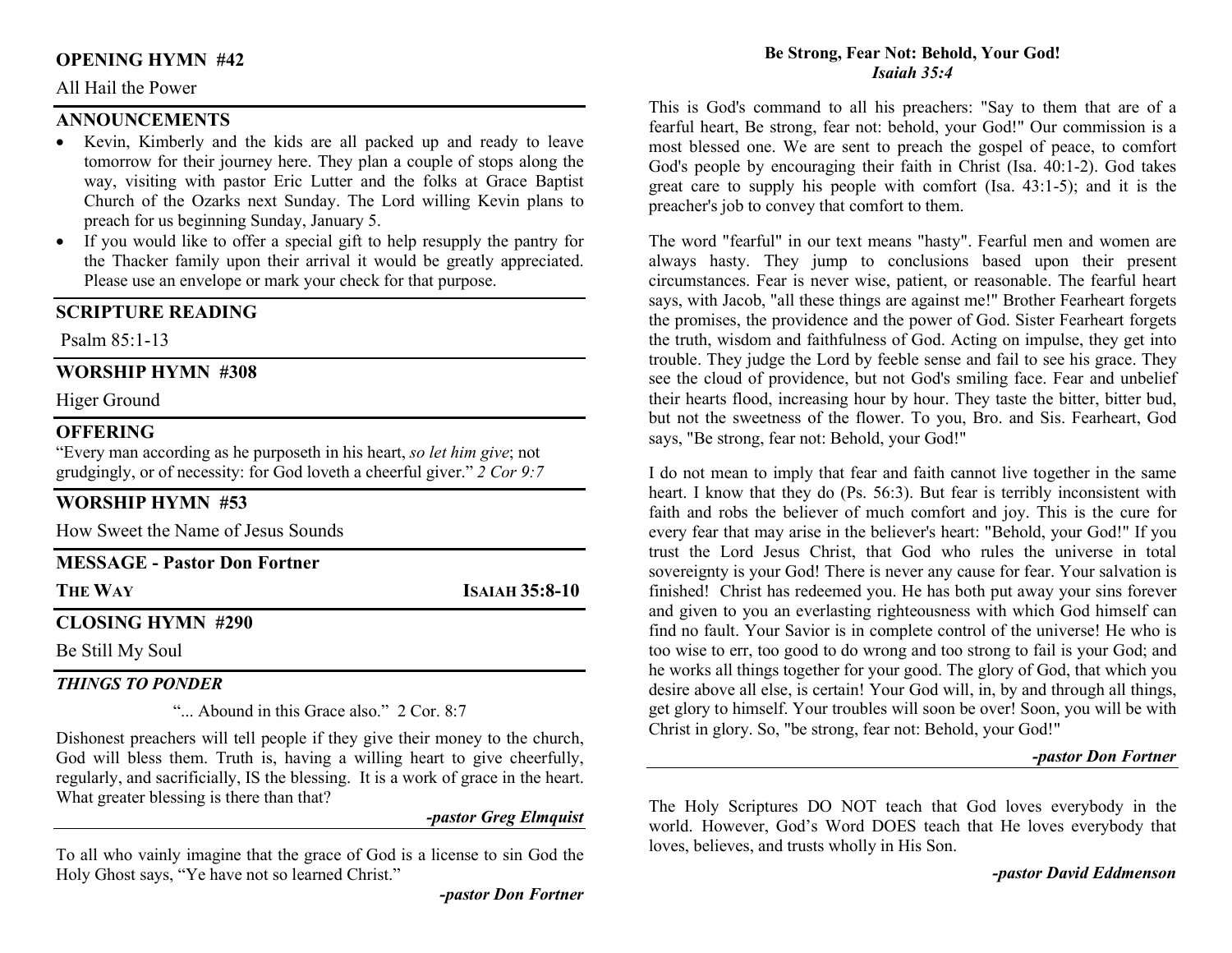## OPENING HYMN #42

All Hail the Power

## ANNOUNCEMENTS

- Kevin, Kimberly and the kids are all packed up and ready to leave tomorrow for their journey here. They plan a couple of stops along the way, visiting with pastor Eric Lutter and the folks at Grace Baptist Church of the Ozarks next Sunday. The Lord willing Kevin plans to preach for us beginning Sunday, January 5.
- If you would like to offer a special gift to help resupply the pantry for the Thacker family upon their arrival it would be greatly appreciated. Please use an envelope or mark your check for that purpose.

## SCRIPTURE READING

Psalm 85:1-13

## WORSHIP HYMN #308

Higer Ground

## OFFERING

"Every man according as he purposeth in his heart, *so let him give*; not grudgingly, or of necessity: for God loveth a cheerful giver." *2 Cor 9:7*

## WORSHIP HYMN #53

How Sweet the Name of Jesus Sounds

## MESSAGE - Pastor Don Fortner

**THE WAY** **ISAIAH 35:8-10**

## CLOSING HYMN #290

Be Still My Soul

## *THINGS TO PONDER*

"... Abound in this Grace also." 2 Cor. 8:7

Dishonest preachers will tell people if they give their money to the church, God will bless them. Truth is, having a willing heart to give cheerfully, regularly, and sacrificially, IS the blessing. It is a work of grace in the heart. What greater blessing is there than that?

***-pastor Greg Elmquist***

To all who vainly imagine that the grace of God is a license to sin God the Holy Ghost says, "Ye have not so learned Christ."

***-pastor Don Fortner***

### Be Strong, Fear Not: Behold, Your God!
***Isaiah 35:4***

This is God's command to all his preachers: "Say to them that are of a fearful heart, Be strong, fear not: behold, your God!" Our commission is a most blessed one. We are sent to preach the gospel of peace, to comfort God's people by encouraging their faith in Christ (Isa. 40:1-2). God takes great care to supply his people with comfort (Isa. 43:1-5); and it is the preacher's job to convey that comfort to them.

The word "fearful" in our text means "hasty". Fearful men and women are always hasty. They jump to conclusions based upon their present circumstances. Fear is never wise, patient, or reasonable. The fearful heart says, with Jacob, "all these things are against me!" Brother Fearheart forgets the promises, the providence and the power of God. Sister Fearheart forgets the truth, wisdom and faithfulness of God. Acting on impulse, they get into trouble. They judge the Lord by feeble sense and fail to see his grace. They see the cloud of providence, but not God's smiling face. Fear and unbelief their hearts flood, increasing hour by hour. They taste the bitter, bitter bud, but not the sweetness of the flower. To you, Bro. and Sis. Fearheart, God says, "Be strong, fear not: Behold, your God!"

I do not mean to imply that fear and faith cannot live together in the same heart. I know that they do (Ps. 56:3). But fear is terribly inconsistent with faith and robs the believer of much comfort and joy. This is the cure for every fear that may arise in the believer's heart: "Behold, your God!" If you trust the Lord Jesus Christ, that God who rules the universe in total sovereignty is your God! There is never any cause for fear. Your salvation is finished! Christ has redeemed you. He has both put away your sins forever and given to you an everlasting righteousness with which God himself can find no fault. Your Savior is in complete control of the universe! He who is too wise to err, too good to do wrong and too strong to fail is your God; and he works all things together for your good. The glory of God, that which you desire above all else, is certain! Your God will, in, by and through all things, get glory to himself. Your troubles will soon be over! Soon, you will be with Christ in glory. So, "be strong, fear not: Behold, your God!"

***-pastor Don Fortner***

The Holy Scriptures DO NOT teach that God loves everybody in the world. However, God's Word DOES teach that He loves everybody that loves, believes, and trusts wholly in His Son.

***-pastor David Eddmenson***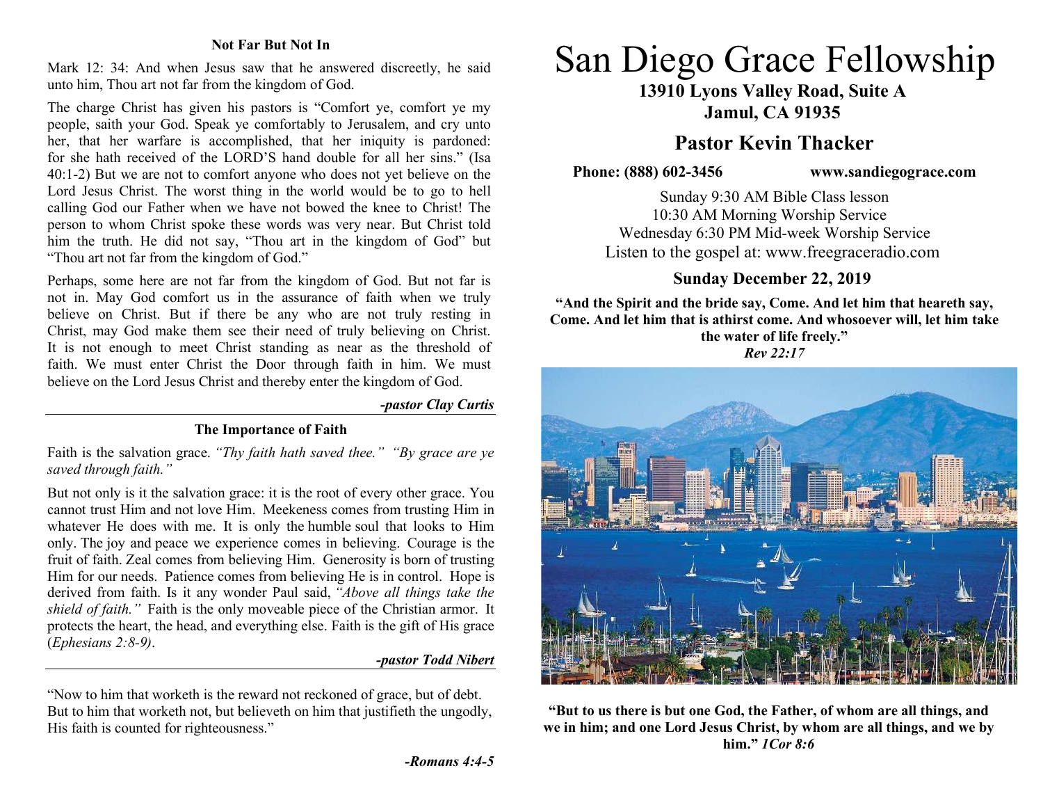### Not Far But Not In

Mark 12: 34: And when Jesus saw that he answered discreetly, he said unto him, Thou art not far from the kingdom of God.

The charge Christ has given his pastors is "Comfort ye, comfort ye my people, saith your God. Speak ye comfortably to Jerusalem, and cry unto her, that her warfare is accomplished, that her iniquity is pardoned: for she hath received of the LORD'S hand double for all her sins." (Isa 40:1-2) But we are not to comfort anyone who does not yet believe on the Lord Jesus Christ. The worst thing in the world would be to go to hell calling God our Father when we have not bowed the knee to Christ! The person to whom Christ spoke these words was very near. But Christ told him the truth. He did not say, "Thou art in the kingdom of God" but "Thou art not far from the kingdom of God."

Perhaps, some here are not far from the kingdom of God. But not far is not in. May God comfort us in the assurance of faith when we truly believe on Christ. But if there be any who are not truly resting in Christ, may God make them see their need of truly believing on Christ. It is not enough to meet Christ standing as near as the threshold of faith. We must enter Christ the Door through faith in him. We must believe on the Lord Jesus Christ and thereby enter the kingdom of God.

***-pastor Clay Curtis***

---

### The Importance of Faith

Faith is the salvation grace. *"Thy faith hath saved thee." "By grace are ye saved through faith."*

But not only is it the salvation grace: it is the root of every other grace. You cannot trust Him and not love Him. Meekeness comes from trusting Him in whatever He does with me. It is only the humble soul that looks to Him only. The joy and peace we experience comes in believing. Courage is the fruit of faith. Zeal comes from believing Him. Generosity is born of trusting Him for our needs. Patience comes from believing He is in control. Hope is derived from faith. Is it any wonder Paul said, *"Above all things take the shield of faith."* Faith is the only moveable piece of the Christian armor. It protects the heart, the head, and everything else. Faith is the gift of His grace (*Ephesians 2:8-9)*.

***-pastor Todd Nibert***

---

"Now to him that worketh is the reward not reckoned of grace, but of debt. But to him that worketh not, but believeth on him that justifieth the ungodly, His faith is counted for righteousness."

***-Romans 4:4-5***

# San Diego Grace Fellowship

**13910 Lyons Valley Road, Suite A**
**Jamul, CA 91935**

## Pastor Kevin Thacker

**Phone: (888) 602-3456** **www.sandiegograce.com**

Sunday 9:30 AM Bible Class lesson
10:30 AM Morning Worship Service
Wednesday 6:30 PM Mid-week Worship Service
Listen to the gospel at: www.freegraceradio.com

### Sunday December 22, 2019

**"And the Spirit and the bride say, Come. And let him that heareth say, Come. And let him that is athirst come. And whosoever will, let him take the water of life freely."**
***Rev 22:17***

**"But to us there is but one God, the Father, of whom are all things, and we in him; and one Lord Jesus Christ, by whom are all things, and we by him."** ***1Cor 8:6***